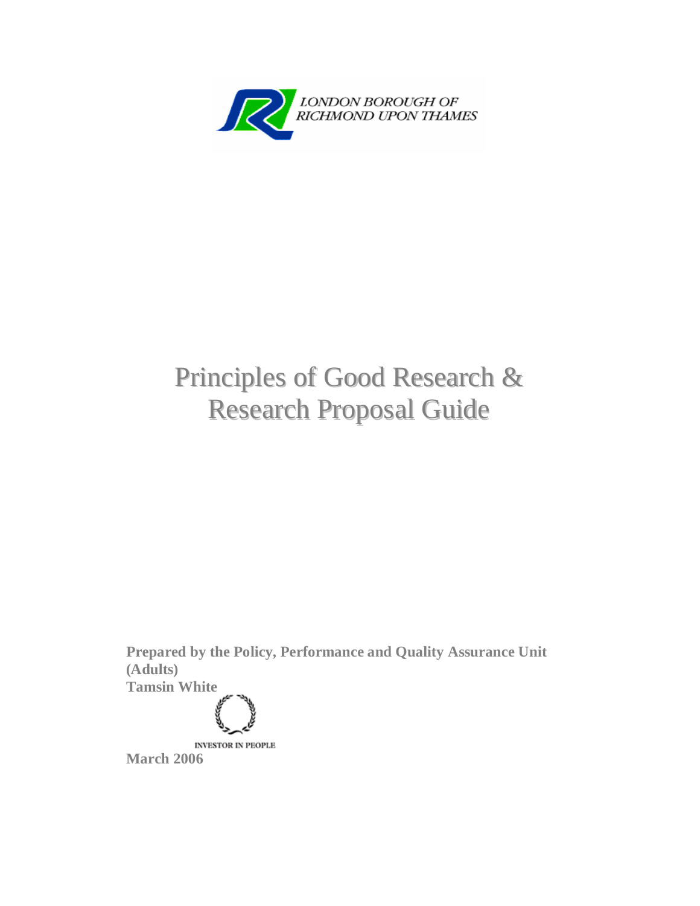LONDON BOROUGH OF RICHMOND UPON THAMES

# Principles of Good Research & Research Proposal Guide

**Prepared by the Policy, Performance and Quality Assurance Unit (Adults)**
**Tamsin White**

INVESTOR IN PEOPLE

**March 2006**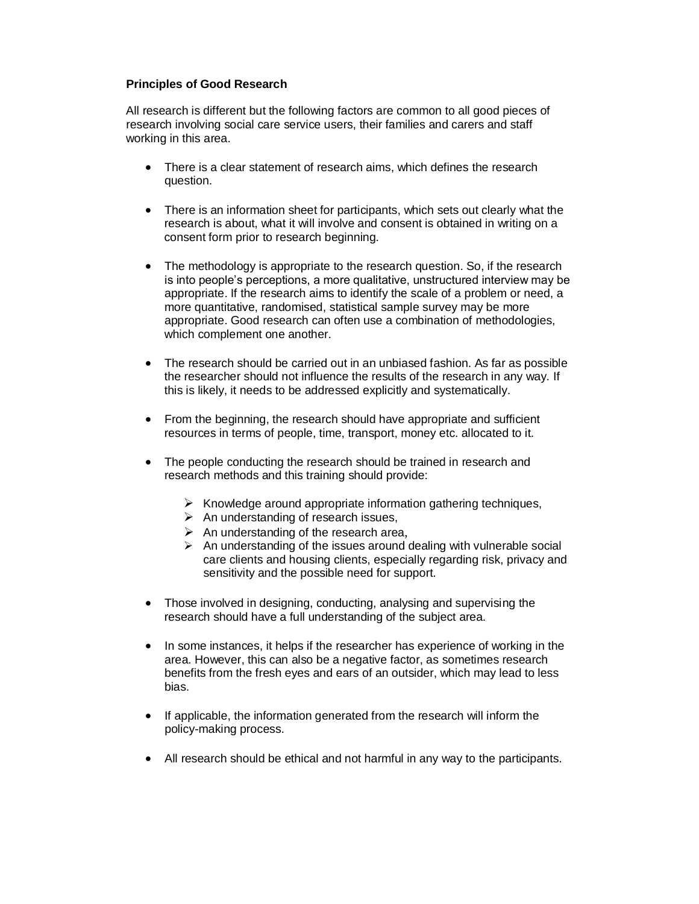**Principles of Good Research**

All research is different but the following factors are common to all good pieces of research involving social care service users, their families and carers and staff working in this area.

- There is a clear statement of research aims, which defines the research question.

- There is an information sheet for participants, which sets out clearly what the research is about, what it will involve and consent is obtained in writing on a consent form prior to research beginning.

- The methodology is appropriate to the research question. So, if the research is into people's perceptions, a more qualitative, unstructured interview may be appropriate. If the research aims to identify the scale of a problem or need, a more quantitative, randomised, statistical sample survey may be more appropriate. Good research can often use a combination of methodologies, which complement one another.

- The research should be carried out in an unbiased fashion. As far as possible the researcher should not influence the results of the research in any way. If this is likely, it needs to be addressed explicitly and systematically.

- From the beginning, the research should have appropriate and sufficient resources in terms of people, time, transport, money etc. allocated to it.

- The people conducting the research should be trained in research and research methods and this training should provide:

    - Knowledge around appropriate information gathering techniques,
    - An understanding of research issues,
    - An understanding of the research area,
    - An understanding of the issues around dealing with vulnerable social care clients and housing clients, especially regarding risk, privacy and sensitivity and the possible need for support.

- Those involved in designing, conducting, analysing and supervising the research should have a full understanding of the subject area.

- In some instances, it helps if the researcher has experience of working in the area. However, this can also be a negative factor, as sometimes research benefits from the fresh eyes and ears of an outsider, which may lead to less bias.

- If applicable, the information generated from the research will inform the policy-making process.

- All research should be ethical and not harmful in any way to the participants.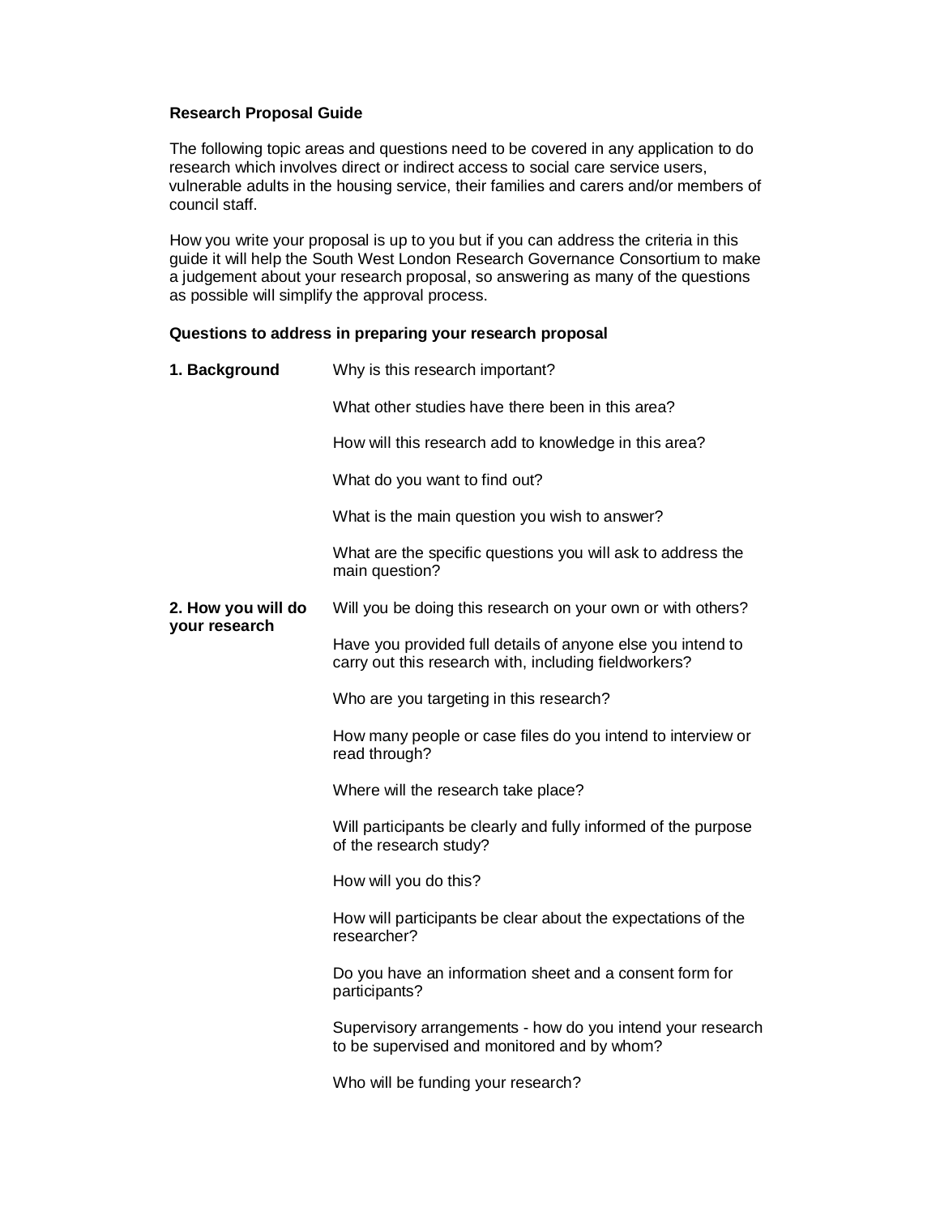**Research Proposal Guide**

The following topic areas and questions need to be covered in any application to do research which involves direct or indirect access to social care service users, vulnerable adults in the housing service, their families and carers and/or members of council staff.

How you write your proposal is up to you but if you can address the criteria in this guide it will help the South West London Research Governance Consortium to make a judgement about your research proposal, so answering as many of the questions as possible will simplify the approval process.

**Questions to address in preparing your research proposal**

**1. Background**

Why is this research important?

What other studies have there been in this area?

How will this research add to knowledge in this area?

What do you want to find out?

What is the main question you wish to answer?

What are the specific questions you will ask to address the main question?

**2. How you will do your research**

Will you be doing this research on your own or with others?

Have you provided full details of anyone else you intend to carry out this research with, including fieldworkers?

Who are you targeting in this research?

How many people or case files do you intend to interview or read through?

Where will the research take place?

Will participants be clearly and fully informed of the purpose of the research study?

How will you do this?

How will participants be clear about the expectations of the researcher?

Do you have an information sheet and a consent form for participants?

Supervisory arrangements - how do you intend your research to be supervised and monitored and by whom?

Who will be funding your research?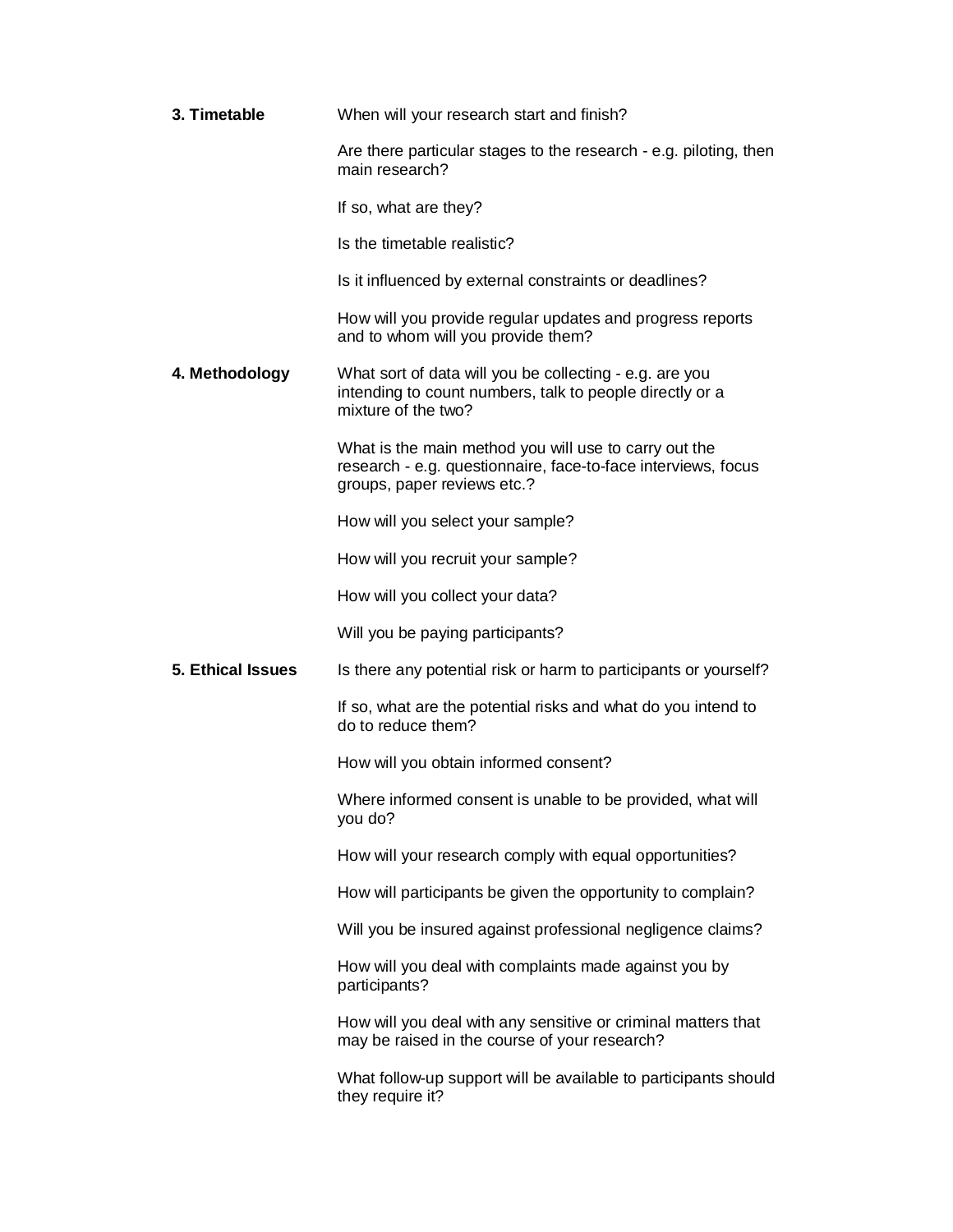**3. Timetable**

When will your research start and finish?

Are there particular stages to the research - e.g. piloting, then main research?

If so, what are they?

Is the timetable realistic?

Is it influenced by external constraints or deadlines?

How will you provide regular updates and progress reports and to whom will you provide them?

**4. Methodology**

What sort of data will you be collecting - e.g. are you intending to count numbers, talk to people directly or a mixture of the two?

What is the main method you will use to carry out the research - e.g. questionnaire, face-to-face interviews, focus groups, paper reviews etc.?

How will you select your sample?

How will you recruit your sample?

How will you collect your data?

Will you be paying participants?

**5. Ethical Issues**

Is there any potential risk or harm to participants or yourself?

If so, what are the potential risks and what do you intend to do to reduce them?

How will you obtain informed consent?

Where informed consent is unable to be provided, what will you do?

How will your research comply with equal opportunities?

How will participants be given the opportunity to complain?

Will you be insured against professional negligence claims?

How will you deal with complaints made against you by participants?

How will you deal with any sensitive or criminal matters that may be raised in the course of your research?

What follow-up support will be available to participants should they require it?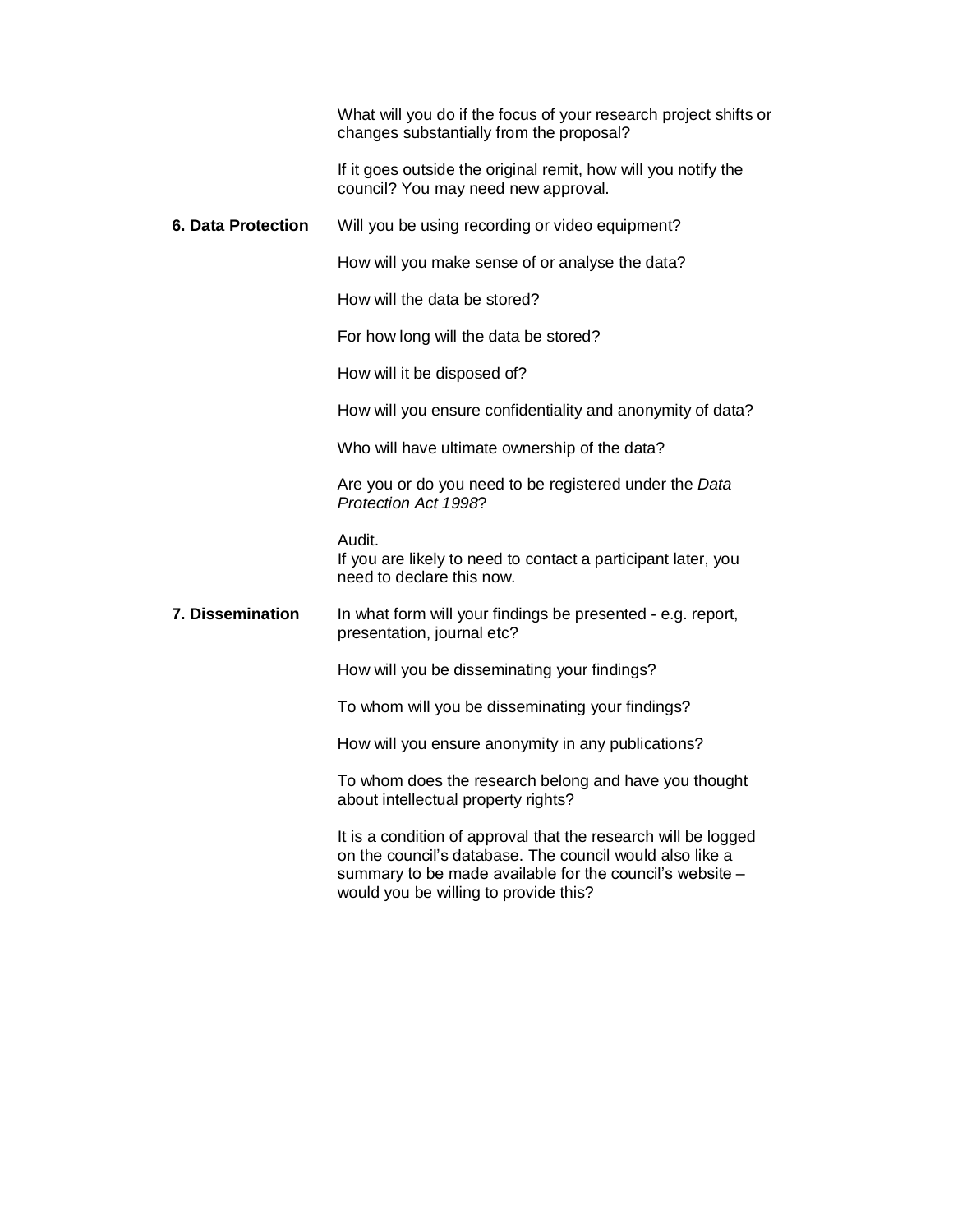What will you do if the focus of your research project shifts or changes substantially from the proposal?

If it goes outside the original remit, how will you notify the council? You may need new approval.

**6. Data Protection**

Will you be using recording or video equipment?

How will you make sense of or analyse the data?

How will the data be stored?

For how long will the data be stored?

How will it be disposed of?

How will you ensure confidentiality and anonymity of data?

Who will have ultimate ownership of the data?

Are you or do you need to be registered under the *Data Protection Act 1998*?

Audit.
If you are likely to need to contact a participant later, you need to declare this now.

**7. Dissemination**

In what form will your findings be presented - e.g. report, presentation, journal etc?

How will you be disseminating your findings?

To whom will you be disseminating your findings?

How will you ensure anonymity in any publications?

To whom does the research belong and have you thought about intellectual property rights?

It is a condition of approval that the research will be logged on the council's database. The council would also like a summary to be made available for the council's website – would you be willing to provide this?